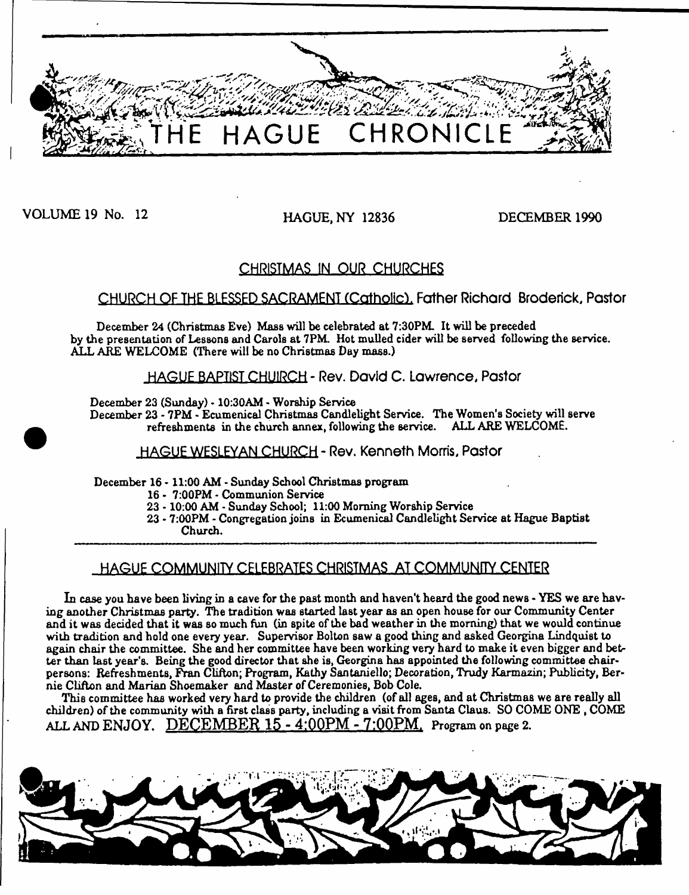# THE HAGUE CHRONICLE

VOLUME 19 No. 12 HAGUE, NY 12836 DECEMBER 1990

## CHRISTMAS IN OUR CHURCHES

### CHURCH OF THE BLESSED SACRAMENT (Catholic), Father Richard Broderick, Pastor

December 24 (Christmas Eve) Mass will be celebrated at 7:30PM. It will be preceded by the presentation of Lessons and Carols at 7PM. Hot mulled cider will be served following the service. ALL ARE WELCOME (There will be no Christmas Day mass.)

### HAGUE BAPTIST CHUIRCH - Rev. David C. Lawrence, Pastor

December 23 (Sunday) - 10:30AM - Worship Service
December 23 - 7PM - Ecumenical Christmas Candlelight Service. The Women's Society will serve refreshments in the church annex, following the service. ALL ARE WELCOME.

### HAGUE WESLEYAN CHURCH - Rev. Kenneth Morris, Pastor

December 16 - 11:00 AM - Sunday School Christmas program
16 - 7:00PM - Communion Service
23 - 10:00 AM - Sunday School; 11:00 Morning Worship Service
23 - 7:00PM - Congregation joins in Ecumenical Candlelight Service at Hague Baptist Church.

---

## HAGUE COMMUNITY CELEBRATES CHRISTMAS AT COMMUNITY CENTER

In case you have been living in a cave for the past month and haven't heard the good news - YES we are having another Christmas party. The tradition was started last year as an open house for our Community Center and it was decided that it was so much fun (in spite of the bad weather in the morning) that we would continue with tradition and hold one every year. Supervisor Bolton saw a good thing and asked Georgina Lindquist to again chair the committee. She and her committee have been working very hard to make it even bigger and better than last year's. Being the good director that she is, Georgina has appointed the following committee chairpersons: Refreshments, Fran Clifton; Program, Kathy Santaniello; Decoration, Trudy Karmazin; Publicity, Bernie Clifton and Marian Shoemaker and Master of Ceremonies, Bob Cole.

This committee has worked very hard to provide the children (of all ages, and at Christmas we are really all children) of the community with a first class party, including a visit from Santa Claus. SO COME ONE , COME ALL AND ENJOY. DECEMBER 15 - 4:00PM - 7:00PM. Program on page 2.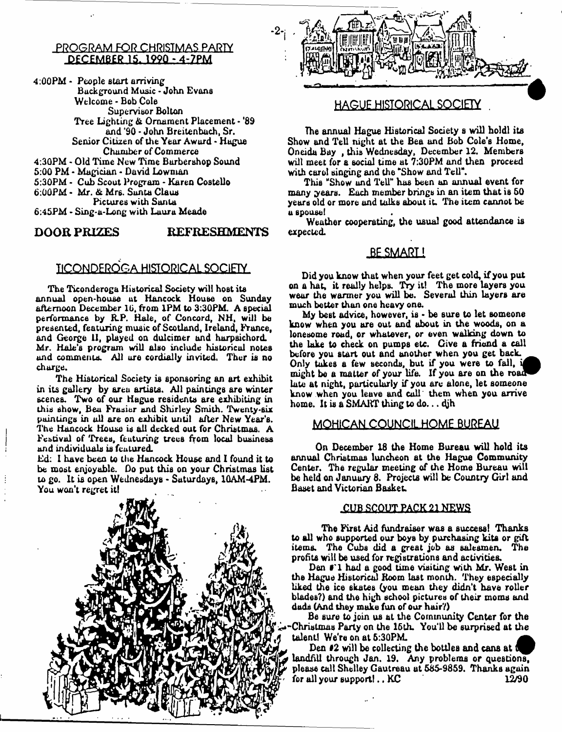## PROGRAM FOR CHRISTMAS PARTY DECEMBER 15, 1990 - 4-7PM

4:00PM - People start arriving
Background Music - John Evans
Welcome - Bob Cole
Supervisor Bolton
Tree Lighting & Ornament Placement - '89 and '90 - John Breitenbach, Sr.
Senior Citizen of the Year Award - Hague Chamber of Commerce
4:30PM - Old Time New Time Barbershop Sound
5:00 PM - Magician - David Lowman
5:30PM - Cub Scout Program - Karen Costello
6:00PM - Mr. & Mrs. Santa Claus
Pictures with Santa
6:45PM - Sing-a-Long with Laura Meade

**DOOR PRIZES** **REFRESHMENTS**

## TICONDEROGA HISTORICAL SOCIETY

The Ticonderoga Historical Society will host its annual open-house at Hancock House on Sunday afternoon December 16, from 1PM to 3:30PM. A special performance by R.P. Hale, of Concord, NH, will be presented, featuring music of Scotland, Ireland, France, and George II, played on dulcimer and harpsichord. Mr. Hale's program will also include historical notes and comments. All are cordially invited. Ther is no charge.

The Historical Society is sponsoring an art exhibit in its gallery by area artists. All paintings are winter scenes. Two of our Hague residents are exhibiting in this show, Bea Frasier and Shirley Smith. Twenty-six paintings in all are on exhibit until after New Year's. The Hancock House is all decked out for Christmas. A Festival of Trees, featuring trees from local business and individuals is featured.

Ed: I have been to the Hancock House and I found it to be most enjoyable. Do put this on your Christmas list to go. It is open Wednesdays - Saturdays, 10AM-4PM. You won't regret it!

## HAGUE HISTORICAL SOCIETY

The annual Hague Historical Society s will holdl its Show and Tell night at the Bea and Bob Cole's Home, Oneida Bay , this Wednesday, December 12. Members will meet for a social time at 7:30PM and then proceed with carol singing and the "Show and Tell".

This "Show and Tell" has been an annual event for many years. Each member brings in an item that is 50 years old or more and talks about it. The item cannot be a spouse!

Weather cooperating, the usual good attendance is expected.

## BE SMART!

Did you know that when your feet get cold, if you put on a hat, it really helps. Try it! The more layers you wear the warmer you will be. Several thin layers are much better than one heavy one.

My best advice, however, is - be sure to let someone know when you are out and about in the woods, on a lonesome road, or whatever, or even walking down to the lake to check on pumps etc. Give a friend a call before you start out and another when you get back. Only takes a few seconds, but if you were to fall, it might be a matter of your life. If you are on the road late at night, particularly if you are alone, let someone know when you leave and call them when you arrive home. It is a SMART thing to do... djh

## MOHICAN COUNCIL HOME BUREAU

On December 18 the Home Bureau will hold its annual Christmas luncheon at the Hague Community Center. The regular meeting of the Home Bureau will be held on January 8. Projects will be Country Girl and Baset and Victorian Basket.

## CUB SCOUT PACK 21 NEWS

The First Aid fundraiser was a success! Thanks to all who supported our boys by purchasing kits or gift items. The Cubs did a great job as salesmen. The profits will be used for registrations and activities.

Den #1 had a good time visiting with Mr. West in the Hague Historical Room last month. They especially liked the ice skates (you mean they didn't have roller blades?) and the high school pictures of their moms and dads (And they make fun of our hair?)

Be sure to join us at the Community Center for the Christmas Party on the 15th. You'll be surprised at the talent! We're on at 5:30PM.

Den #2 will be collecting the bottles and cans at the landfill through Jan. 19. Any problems or questions, please call Shelley Gautreau at 585-9859. Thanks again for all your support! .. KC 12/90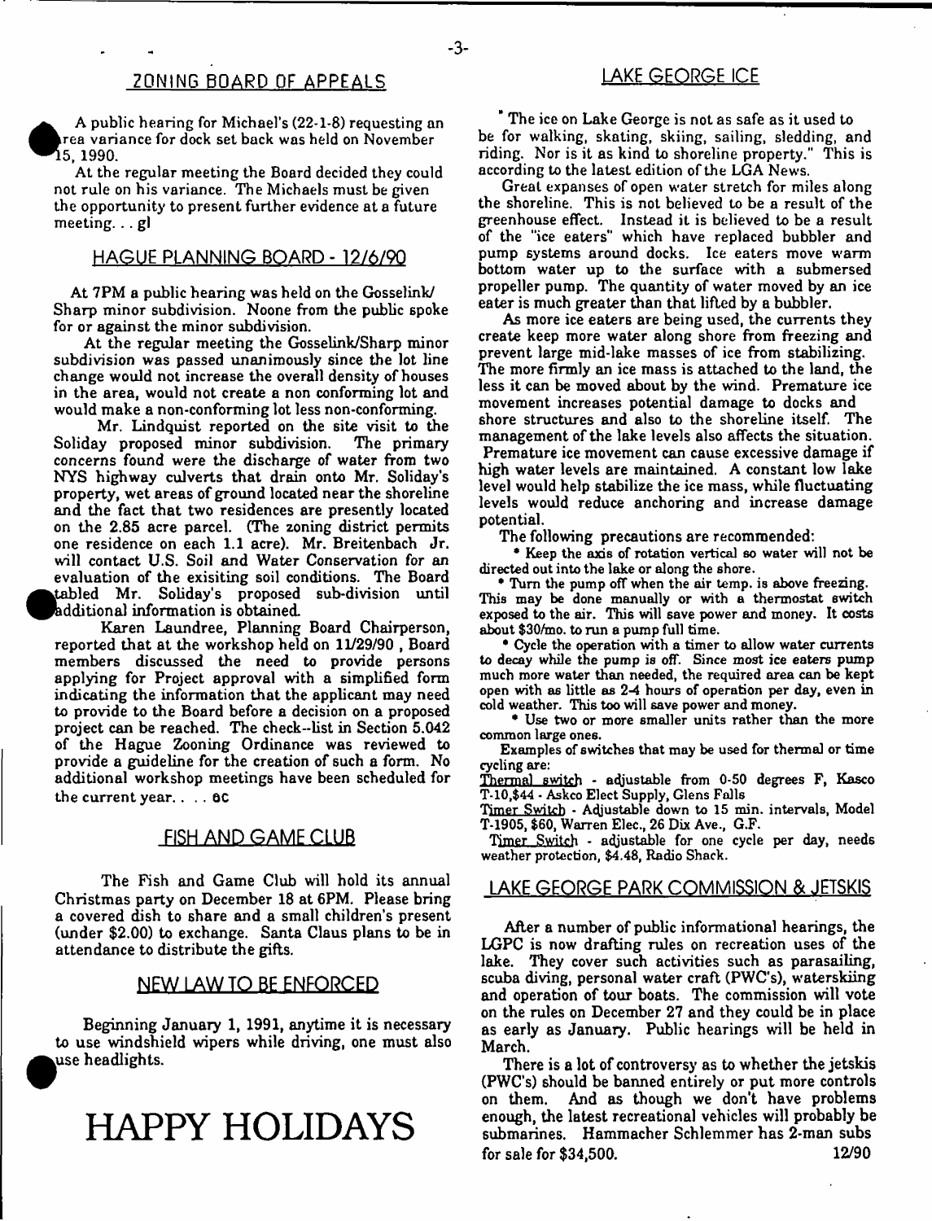## ZONING BOARD OF APPEALS

A public hearing for Michael's (22-1-8) requesting an area variance for dock set back was held on November 15, 1990.

At the regular meeting the Board decided they could not rule on his variance. The Michaels must be given the opportunity to present further evidence at a future meeting... gl

## HAGUE PLANNING BOARD - 12/6/90

At 7PM a public hearing was held on the Gosselink/ Sharp minor subdivision. Noone from the public spoke for or against the minor subdivision.

At the regular meeting the Gosselink/Sharp minor subdivision was passed unanimously since the lot line change would not increase the overall density of houses in the area, would not create a non conforming lot and would make a non-conforming lot less non-conforming.

Mr. Lindquist reported on the site visit to the Soliday proposed minor subdivision. The primary concerns found were the discharge of water from two NYS highway culverts that drain onto Mr. Soliday's property, wet areas of ground located near the shoreline and the fact that two residences are presently located on the 2.85 acre parcel. (The zoning district permits one residence on each 1.1 acre). Mr. Breitenbach Jr. will contact U.S. Soil and Water Conservation for an evaluation of the exisiting soil conditions. The Board tabled Mr. Soliday's proposed sub-division until additional information is obtained.

Karen Laundree, Planning Board Chairperson, reported that at the workshop held on 11/29/90, Board members discussed the need to provide persons applying for Project approval with a simplified form indicating the information that the applicant may need to provide to the Board before a decision on a proposed project can be reached. The check-list in Section 5.042 of the Hague Zoning Ordinance was reviewed to provide a guideline for the creation of such a form. No additional workshop meetings have been scheduled for the current year.... ec

## FISH AND GAME CLUB

The Fish and Game Club will hold its annual Christmas party on December 18 at 6PM. Please bring a covered dish to share and a small children's present (under $2.00) to exchange. Santa Claus plans to be in attendance to distribute the gifts.

## NEW LAW TO BE ENFORCED

Beginning January 1, 1991, anytime it is necessary to use windshield wipers while driving, one must also use headlights.

# HAPPY HOLIDAYS

## LAKE GEORGE ICE

"The ice on Lake George is not as safe as it used to be for walking, skating, skiing, sailing, sledding, and riding. Nor is it as kind to shoreline property." This is according to the latest edition of the LGA News.

Great expanses of open water stretch for miles along the shoreline. This is not believed to be a result of the greenhouse effect. Instead it is believed to be a result of the "ice eaters" which have replaced bubbler and pump systems around docks. Ice eaters move warm bottom water up to the surface with a submersed propeller pump. The quantity of water moved by an ice eater is much greater than that lifted by a bubbler.

As more ice eaters are being used, the currents they create keep more water along shore from freezing and prevent large mid-lake masses of ice from stabilizing. The more firmly an ice mass is attached to the land, the less it can be moved about by the wind. Premature ice movement increases potential damage to docks and shore structures and also to the shoreline itself. The management of the lake levels also affects the situation. Premature ice movement can cause excessive damage if high water levels are maintained. A constant low lake level would help stabilize the ice mass, while fluctuating levels would reduce anchoring and increase damage potential.

The following precautions are recommended:

* Keep the axis of rotation vertical so water will not be directed out into the lake or along the shore.
* Turn the pump off when the air temp. is above freezing. This may be done manually or with a thermostat switch exposed to the air. This will save power and money. It costs about $30/mo. to run a pump full time.
* Cycle the operation with a timer to allow water currents to decay while the pump is off. Since most ice eaters pump much more water than needed, the required area can be kept open with as little as 2-4 hours of operation per day, even in cold weather. This too will save power and money.
* Use two or more smaller units rather than the more common large ones.

Examples of switches that may be used for thermal or time cycling are:

Thermal switch - adjustable from 0-50 degrees F, Kasco T-10,$44 - Askco Elect Supply, Glens Falls

Timer Switch - Adjustable down to 15 min. intervals, Model T-1905, $60, Warren Elec., 26 Dix Ave., G.F.

Timer Switch - adjustable for one cycle per day, needs weather protection, $4.48, Radio Shack.

## LAKE GEORGE PARK COMMISSION & JETSKIS

After a number of public informational hearings, the LGPC is now drafting rules on recreation uses of the lake. They cover such activities such as parasailing, scuba diving, personal water craft (PWC's), waterskiing and operation of tour boats. The commission will vote on the rules on December 27 and they could be in place as early as January. Public hearings will be held in March.

There is a lot of controversy as to whether the jetskis (PWC's) should be banned entirely or put more controls on them. And as though we don't have problems enough, the latest recreational vehicles will probably be submarines. Hammacher Schlemmer has 2-man subs for sale for $34,500. 12/90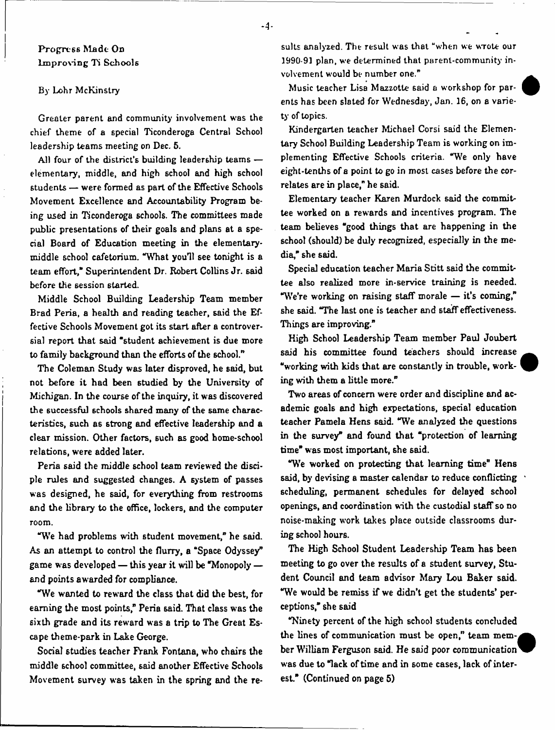## Progress Made On Improving Ti Schools

By Lohr McKinstry

Greater parent and community involvement was the chief theme of a special Ticonderoga Central School leadership teams meeting on Dec. 5.

All four of the district's building leadership teams — elementary, middle, and high school and high school students — were formed as part of the Effective Schools Movement Excellence and Accountability Program being used in Ticonderoga schools. The committees made public presentations of their goals and plans at a special Board of Education meeting in the elementary-middle school cafetorium. "What you'll see tonight is a team effort," Superintendent Dr. Robert Collins Jr. said before the session started.

Middle School Building Leadership Team member Brad Peria, a health and reading teacher, said the Effective Schools Movement got its start after a controversial report that said "student achievement is due more to family background than the efforts of the school."

The Coleman Study was later disproved, he said, but not before it had been studied by the University of Michigan. In the course of the inquiry, it was discovered the successful schools shared many of the same characteristics, such as strong and effective leadership and a clear mission. Other factors, such as good home-school relations, were added later.

Peria said the middle school team reviewed the disciple rules and suggested changes. A system of passes was designed, he said, for everything from restrooms and the library to the office, lockers, and the computer room.

"We had problems with student movement," he said. As an attempt to control the flurry, a "Space Odyssey" game was developed — this year it will be "Monopoly — and points awarded for compliance.

"We wanted to reward the class that did the best, for earning the most points," Peria said. That class was the sixth grade and its reward was a trip to The Great Escape theme-park in Lake George.

Social studies teacher Frank Fontana, who chairs the middle school committee, said another Effective Schools Movement survey was taken in the spring and the results analyzed. The result was that "when we wrote our 1990-91 plan, we determined that parent-community involvement would be number one."

Music teacher Lisa Mazzotte said a workshop for parents has been slated for Wednesday, Jan. 16, on a variety of topics.

Kindergarten teacher Michael Corsi said the Elementary School Building Leadership Team is working on implementing Effective Schools criteria. "We only have eight-tenths of a point to go in most cases before the correlates are in place," he said.

Elementary teacher Karen Murdock said the committee worked on a rewards and incentives program. The team believes "good things that are happening in the school (should) be duly recognized, especially in the media," she said.

Special education teacher Maria Stitt said the committee also realized more in-service training is needed. "We're working on raising staff morale — it's coming," she said. "The last one is teacher and staff effectiveness. Things are improving."

High School Leadership Team member Paul Joubert said his committee found teachers should increase "working with kids that are constantly in trouble, working with them a little more."

Two areas of concern were order and discipline and academic goals and high expectations, special education teacher Pamela Hens said. "We analyzed the questions in the survey" and found that "protection of learning time" was most important, she said.

"We worked on protecting that learning time" Hens said, by devising a master calendar to reduce conflicting scheduling, permanent schedules for delayed school openings, and coordination with the custodial staff so no noise-making work takes place outside classrooms during school hours.

The High School Student Leadership Team has been meeting to go over the results of a student survey, Student Council and team advisor Mary Lou Baker said. "We would be remiss if we didn't get the students' perceptions," she said

"Ninety percent of the high school students concluded the lines of communication must be open," team member William Ferguson said. He said poor communication was due to "lack of time and in some cases, lack of interest." (Continued on page 5)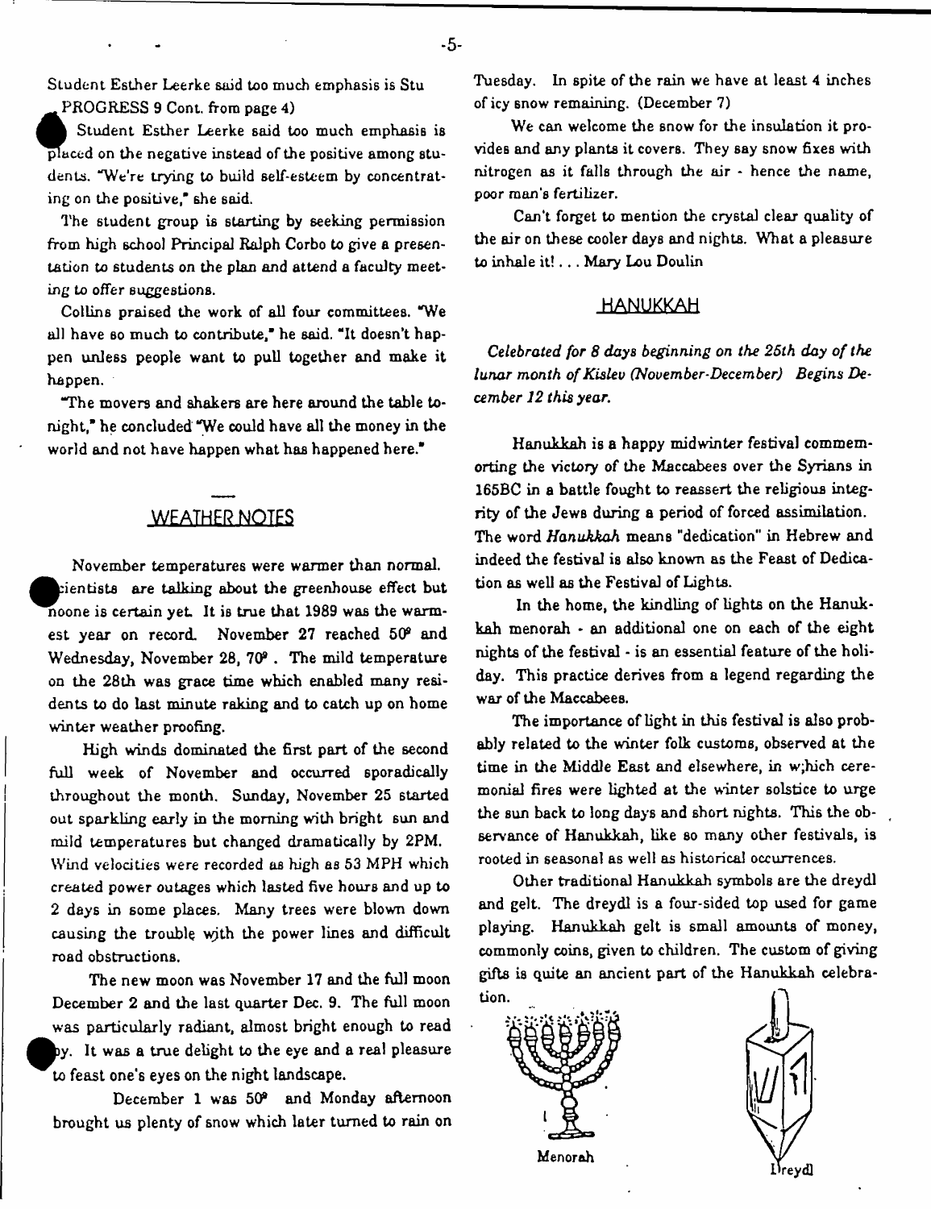Student Esther Leerke said too much emphasis is Stu

PROGRESS 9 Cont. from page 4)

Student Esther Leerke said too much emphasis is placed on the negative instead of the positive among students. "We're trying to build self-esteem by concentrating on the positive," she said.

The student group is starting by seeking permission from high school Principal Ralph Corbo to give a presentation to students on the plan and attend a faculty meeting to offer suggestions.

Collins praised the work of all four committees. "We all have so much to contribute," he said. "It doesn't happen unless people want to pull together and make it happen.

"The movers and shakers are here around the table tonight," he concluded "We could have all the money in the world and not have happen what has happened here."

## WEATHER NOTES

November temperatures were warmer than normal. Scientists are talking about the greenhouse effect but noone is certain yet. It is true that 1989 was the warmest year on record. November 27 reached 50° and Wednesday, November 28, 70°. The mild temperature on the 28th was grace time which enabled many residents to do last minute raking and to catch up on home winter weather proofing.

High winds dominated the first part of the second full week of November and occurred sporadically throughout the month. Sunday, November 25 started out sparkling early in the morning with bright sun and mild temperatures but changed dramatically by 2PM. Wind velocities were recorded as high as 53 MPH which created power outages which lasted five hours and up to 2 days in some places. Many trees were blown down causing the trouble with the power lines and difficult road obstructions.

The new moon was November 17 and the full moon December 2 and the last quarter Dec. 9. The full moon was particularly radiant, almost bright enough to read by. It was a true delight to the eye and a real pleasure to feast one's eyes on the night landscape.

December 1 was 50° and Monday afternoon brought us plenty of snow which later turned to rain on Tuesday. In spite of the rain we have at least 4 inches of icy snow remaining. (December 7)

We can welcome the snow for the insulation it provides and any plants it covers. They say snow fixes with nitrogen as it falls through the air - hence the name, poor man's fertilizer.

Can't forget to mention the crystal clear quality of the air on these cooler days and nights. What a pleasure to inhale it! . . . Mary Lou Doulin

## HANUKKAH

*Celebrated for 8 days beginning on the 25th day of the lunar month of Kislev (November-December) Begins December 12 this year.*

Hanukkah is a happy midwinter festival commemorting the victory of the Maccabees over the Syrians in 165BC in a battle fought to reassert the religious integrity of the Jews during a period of forced assimilation. The word *Hanukkah* means "dedication" in Hebrew and indeed the festival is also known as the Feast of Dedication as well as the Festival of Lights.

In the home, the kindling of lights on the Hanukkah menorah - an additional one on each of the eight nights of the festival - is an essential feature of the holiday. This practice derives from a legend regarding the war of the Maccabees.

The importance of light in this festival is also probably related to the winter folk customs, observed at the time in the Middle East and elsewhere, in w;hich ceremonial fires were lighted at the winter solstice to urge the sun back to long days and short nights. This the observance of Hanukkah, like so many other festivals, is rooted in seasonal as well as historical occurrences.

Other traditional Hanukkah symbols are the dreydl and gelt. The dreydl is a four-sided top used for game playing. Hanukkah gelt is small amounts of money, commonly coins, given to children. The custom of giving gifts is quite an ancient part of the Hanukkah celebration.

Menorah

Dreydl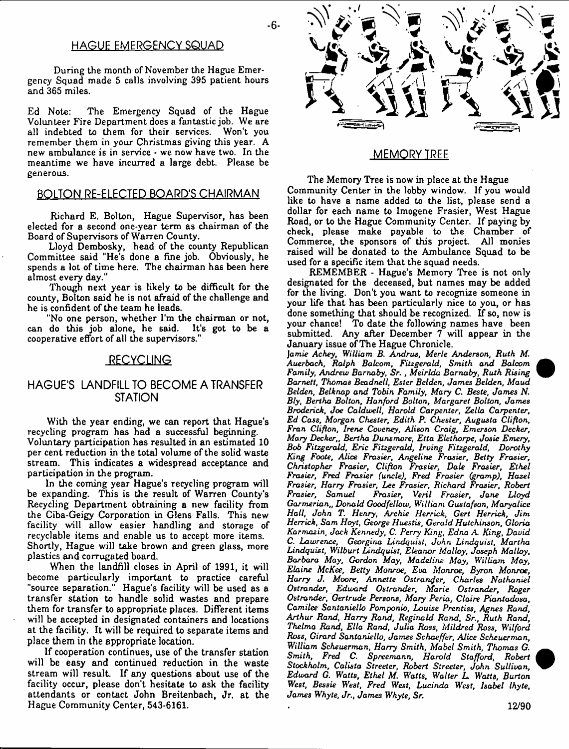## HAGUE EMERGENCY SQUAD

During the month of November the Hague Emergency Squad made 5 calls involving 395 patient hours and 365 miles.

Ed Note: The Emergency Squad of the Hague Volunteer Fire Department does a fantastic job. We are all indebted to them for their services. Won't you remember them in your Christmas giving this year. A new ambulance is in service - we now have two. In the meantime we have incurred a large debt. Please be generous.

## BOLTON RE-ELECTED BOARD'S CHAIRMAN

Richard E. Bolton, Hague Supervisor, has been elected for a second one-year term as chairman of the Board of Supervisors of Warren County.

Lloyd Dembosky, head of the county Republican Committee said "He's done a fine job. Obviously, he spends a lot of time here. The chairman has been here almost every day."

Though next year is likely to be difficult for the county, Bolton said he is not afraid of the challenge and he is confident of the team he leads.

"No one person, whether I'm the chairman or not, can do this job alone, he said. It's got to be a cooperative effort of all the supervisors."

## RECYCLING

## HAGUE'S LANDFILL TO BECOME A TRANSFER STATION

With the year ending, we can report that Hague's recycling program has had a successful beginning. Voluntary participation has resulted in an estimated 10 per cent reduction in the total volume of the solid waste stream. This indicates a widespread acceptance and participation in the program.

In the coming year Hague's recycling program will be expanding. This is the result of Warren County's Recycling Department obtraining a new facility from the Ciba-Geigy Corporation in Glens Falls. This new facility will allow easier handling and storage of recyclable items and enable us to accept more items. Shortly, Hague will take brown and green glass, more plastics and corrugated board.

When the landfill closes in April of 1991, it will become particularly important to practice careful "source separation." Hague's facility will be used as a transfer station to handle solid wastes and prepare them for transfer to appropriate places. Different items will be accepted in designated containers and locations at the facility. It will be required to separate items and place them in the appropriate location.

If cooperation continues, use of the transfer station will be easy and continued reduction in the waste stream will result. If any questions about use of the facility occur, please don't hesitate to ask the facility attendants or contact John Breitenbach, Jr. at the Hague Community Center, 543-6161.

## MEMORY TREE

The Memory Tree is now in place at the Hague Community Center in the lobby window. If you would like to have a name added to the list, please send a dollar for each name to Imogene Frasier, West Hague Road, or to the Hague Community Center. If paying by check, please make payable to the Chamber of Commerce, the sponsors of this project. All monies raised will be donated to the Ambulance Squad to be used for a specific item that the squad needs.

REMEMBER - Hague's Memory Tree is not only designated for the deceased, but names may be added for the living. Don't you want to recognize someone in your life that has been particularly nice to you, or has done something that should be recognized. If so, now is your chance! To date the following names have been submitted. Any after December 7 will appear in the January issue of The Hague Chronicle.

*Jamie Achey, William B. Andrus, Merle Anderson, Ruth M. Auerbach, Ralph Balcom, Fitzgerald, Smith and Balcom Family, Andrew Barnaby, Sr. , Meirlda Barnaby, Ruth Rising Barnett, Thomas Beadnell, Ester Belden, James Belden, Maud Belden, Belknap and Tobin Family, Mary C. Beste, James N. Bly, Bertha Bolton, Hanford Bolton, Margaret Bolton, James Broderick, Joe Caldwell, Harold Carpenter, Zella Carpenter, Ed Cass, Morgan Chester, Edith P. Chester, Augusta Clifton, Fran Clifton, Irene Coveney, Alison Craig, Emerson Decker, Mary Decker,, Bertha Dunsmore, Etta Elethorpe, Josie Emery, Bob Fitzgerald, Eric Fitzgerald, Irving Fitzgerald, Dorothy King Foote, Alice Frasier, Angeline Frasier, Betty Frasier, Christopher Frasier, Clifton Frasier, Dale Frasier, Ethel Frasier, Fred Frasier (uncle), Fred Frasier (gramp), Hazel Frasier, Harry Frasier, Lee Frasier, Richard Frasier, Robert Frasier, Samuel Frasier, Veril Frasier, Jane Lloyd Garmerian,, Donald Goodfellow, William Gustafson, Maryalice Hall, John T. Henry, Archie Herrick, Gert Herrick, Jim Herrick, Sam Hoyt, George Huestis, Gerald Hutchinson, Gloria Karmazin, Jack Kennedy, C. Perry King, Edna A. King, David C. Lawrence, Georgina Lindquist, John Lindquist, Martha Lindquist, Wilburt Lindquist, Eleanor Malloy, Joseph Malloy, Barbara May, Gordon May, Madeline May, William May, Elaine McKee, Betty Monroe, Eva Monroe, Byron Monroe, Harry J. Moore, Annette Ostrander, Charles Nathaniel Ostrander, Edward Ostrander, Marie Ostrander, Roger Ostrander, Gertrude Persons, Mary Peria, Claire Piantadosa, Camilee Santaniello Pomponio, Louise Prentiss, Agnes Rand, Arthur Rand, Harry Rand, Reginald Rand, Sr., Ruth Rand, Thelma Rand, Ella Rand, Julia Ross, Mildred Ross, Wilford Ross, Girard Santaniello, James Schaeffer, Alice Scheuerman, William Scheuerman, Harry Smith, Mabel Smith, Thomas G. Smith, Fred C. Spreemann, Harold Stafford, Robert Stockholm, Calista Streeter, Robert Streeter, John Sullivan, Edward G. Watts, Ethel M. Watts, Walter L. Watts, Burton West, Bessie West, Fred West, Lucinda West, Isabel Ihyte, James Whyte, Jr., James Whyte, Sr.*

12/90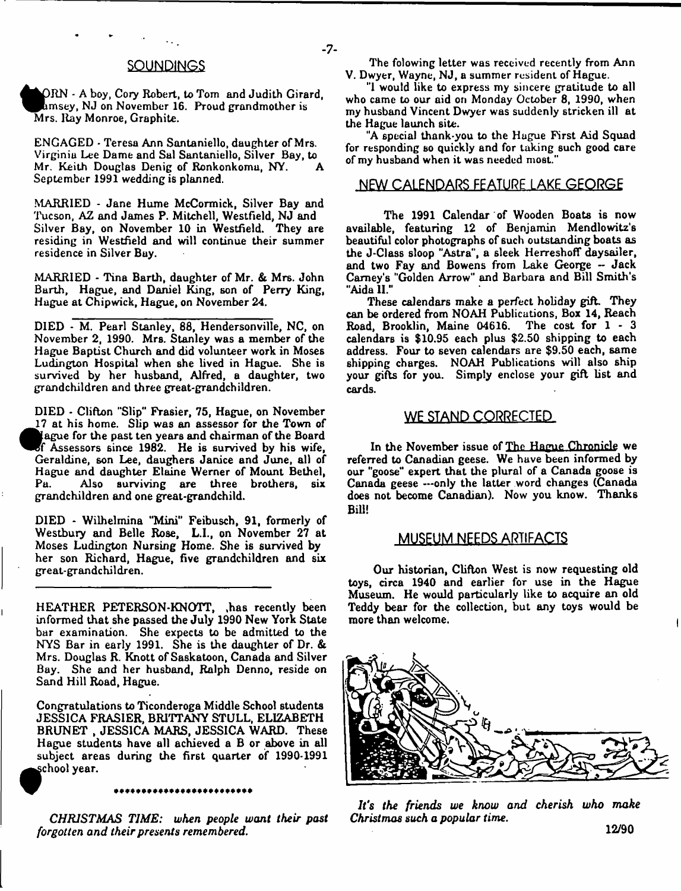## SOUNDINGS

BORN - A boy, Cory Robert, to Tom and Judith Girard, Ramsey, NJ on November 16. Proud grandmother is Mrs. Ray Monroe, Graphite.

ENGAGED - Teresa Ann Santaniello, daughter of Mrs. Virginia Lee Dame and Sal Santaniello, Silver Bay, to Mr. Keith Douglas Denig of Ronkonkoma, NY. A September 1991 wedding is planned.

MARRIED - Jane Hume McCormick, Silver Bay and Tucson, AZ and James P. Mitchell, Westfield, NJ and Silver Bay, on November 10 in Westfield. They are residing in Westfield and will continue their summer residence in Silver Bay.

MARRIED - Tina Barth, daughter of Mr. & Mrs. John Barth, Hague, and Daniel King, son of Perry King, Hague at Chipwick, Hague, on November 24.

---

DIED - M. Pearl Stanley, 88, Hendersonville, NC, on November 2, 1990. Mrs. Stanley was a member of the Hague Baptist Church and did volunteer work in Moses Ludington Hospital when she lived in Hague. She is survived by her husband, Alfred, a daughter, two grandchildren and three great-grandchildren.

DIED - Clifton "Slip" Frasier, 75, Hague, on November 17 at his home. Slip was an assessor for the Town of Hague for the past ten years and chairman of the Board of Assessors since 1982. He is survived by his wife, Geraldine, son Lee, daughers Janice and June, all of Hague and daughter Elaine Werner of Mount Bethel, Pa. Also surviving are three brothers, six grandchildren and one great-grandchild.

DIED - Wilhelmina "Mini" Feibusch, 91, formerly of Westbury and Belle Rose, L.I., on November 27 at Moses Ludington Nursing Home. She is survived by her son Richard, Hague, five grandchildren and six great-grandchildren.

---

HEATHER PETERSON-KNOTT, ,has recently been informed that she passed the July 1990 New York State bar examination. She expects to be admitted to the NYS Bar in early 1991. She is the daughter of Dr. & Mrs. Douglas R. Knott of Saskatoon, Canada and Silver Bay. She and her husband, Ralph Denno, reside on Sand Hill Road, Hague.

Congratulations to Ticonderoga Middle School students JESSICA FRASIER, BRITTANY STULL, ELIZABETH BRUNET , JESSICA MARS, JESSICA WARD. These Hague students have all achieved a B or above in all subject areas during the first quarter of 1990-1991 school year.

\*\*\*\*\*\*\*\*\*\*\*\*\*\*\*\*\*\*\*\*\*\*\*\*

*CHRISTMAS TIME: when people want their past forgotten and their presents remembered.*

The folowing letter was received recently from Ann V. Dwyer, Wayne, NJ, a summer resident of Hague.

"I would like to express my sincere gratitude to all who came to our aid on Monday October 8, 1990, when my husband Vincent Dwyer was suddenly stricken ill at the Hague launch site.

"A special thank-you to the Hague First Aid Squad for responding so quickly and for taking such good care of my husband when it was needed most."

## NEW CALENDARS FEATURE LAKE GEORGE

The 1991 Calendar of Wooden Boats is now available, featuring 12 of Benjamin Mendlowitz's beautiful color photographs of such outstanding boats as the J-Class sloop "Astra", a sleek Herreshoff daysailer, and two Fay and Bowens from Lake George -- Jack Carney's "Golden Arrow" and Barbara and Bill Smith's "Aida II."

These calendars make a perfect holiday gift. They can be ordered from NOAH Publications, Box 14, Reach Road, Brooklin, Maine 04616. The cost for 1 - 3 calendars is $10.95 each plus $2.50 shipping to each address. Four to seven calendars are $9.50 each, same shipping charges. NOAH Publications will also ship your gifts for you. Simply enclose your gift list and cards.

## WE STAND CORRECTED

In the November issue of The Hague Chronicle we referred to Canadian geese. We have been informed by our "goose" expert that the plural of a Canada goose is Canada geese ---only the latter word changes (Canada does not become Canadian). Now you know. Thanks Bill!

## MUSEUM NEEDS ARTIFACTS

Our historian, Clifton West is now requesting old toys, circa 1940 and earlier for use in the Hague Museum. He would particularly like to acquire an old Teddy bear for the collection, but any toys would be more than welcome.

*It's the friends we know and cherish who make Christmas such a popular time.*

12/90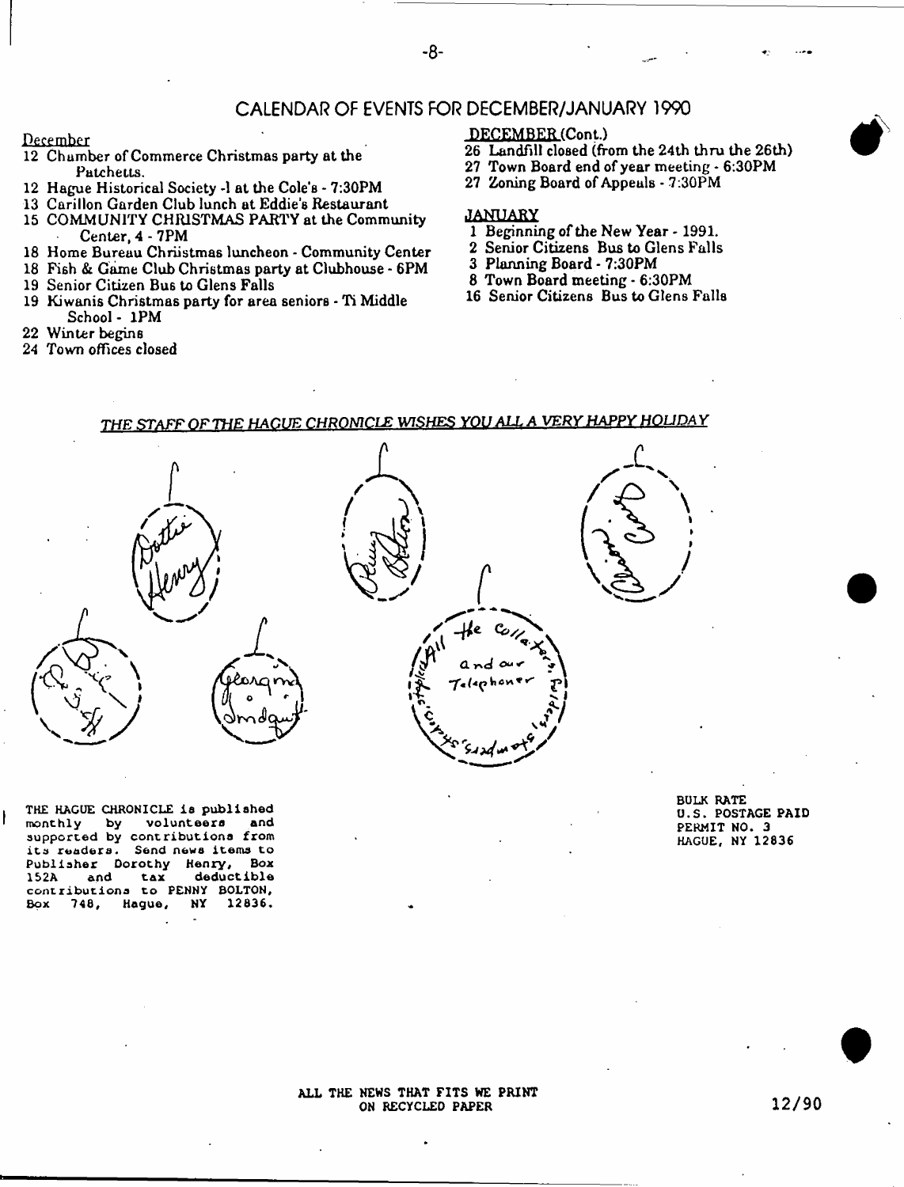## CALENDAR OF EVENTS FOR DECEMBER/JANUARY 1990

### December

- 12 Chamber of Commerce Christmas party at the Patchetts.
- 12 Hague Historical Society -l at the Cole's - 7:30PM
- 13 Carillon Garden Club lunch at Eddie's Restaurant
- 15 COMMUNITY CHRISTMAS PARTY at the Community Center, 4 - 7PM
- 18 Home Bureau Chriistmas luncheon - Community Center
- 18 Fish & Game Club Christmas party at Clubhouse - 6PM
- 19 Senior Citizen Bus to Glens Falls
- 19 Kiwanis Christmas party for area seniors - Ti Middle School - 1PM
- 22 Winter begins
- 24 Town offices closed

### DECEMBER (Cont.)

- 26 Landfill closed (from the 24th thru the 26th)
- 27 Town Board end of year meeting - 6:30PM
- 27 Zoning Board of Appeals - 7:30PM

### JANUARY

- 1 Beginning of the New Year - 1991.
- 2 Senior Citizens Bus to Glens Falls
- 3 Planning Board - 7:30PM
- 8 Town Board meeting - 6:30PM
- 16 Senior Citizens Bus to Glens Falls

*THE STAFF OF THE HAGUE CHRONICLE WISHES YOU ALL A VERY HAPPY HOLIDAY*

Dottie Henry

Penny Bolton

Gloria Smdqust

All the Collators, Folders, Stampers, Staplers and our Telephoner

THE HAGUE CHRONICLE is published monthly by volunteers and supported by contributions from its readers. Send news items to Publisher Dorothy Henry, Box 152A and tax deductible contributions to PENNY BOLTON, Box 748, Hague, NY 12836.

BULK RATE
U.S. POSTAGE PAID
PERMIT NO. 3
HAGUE, NY 12836

ALL THE NEWS THAT FITS WE PRINT
ON RECYCLED PAPER

12/90